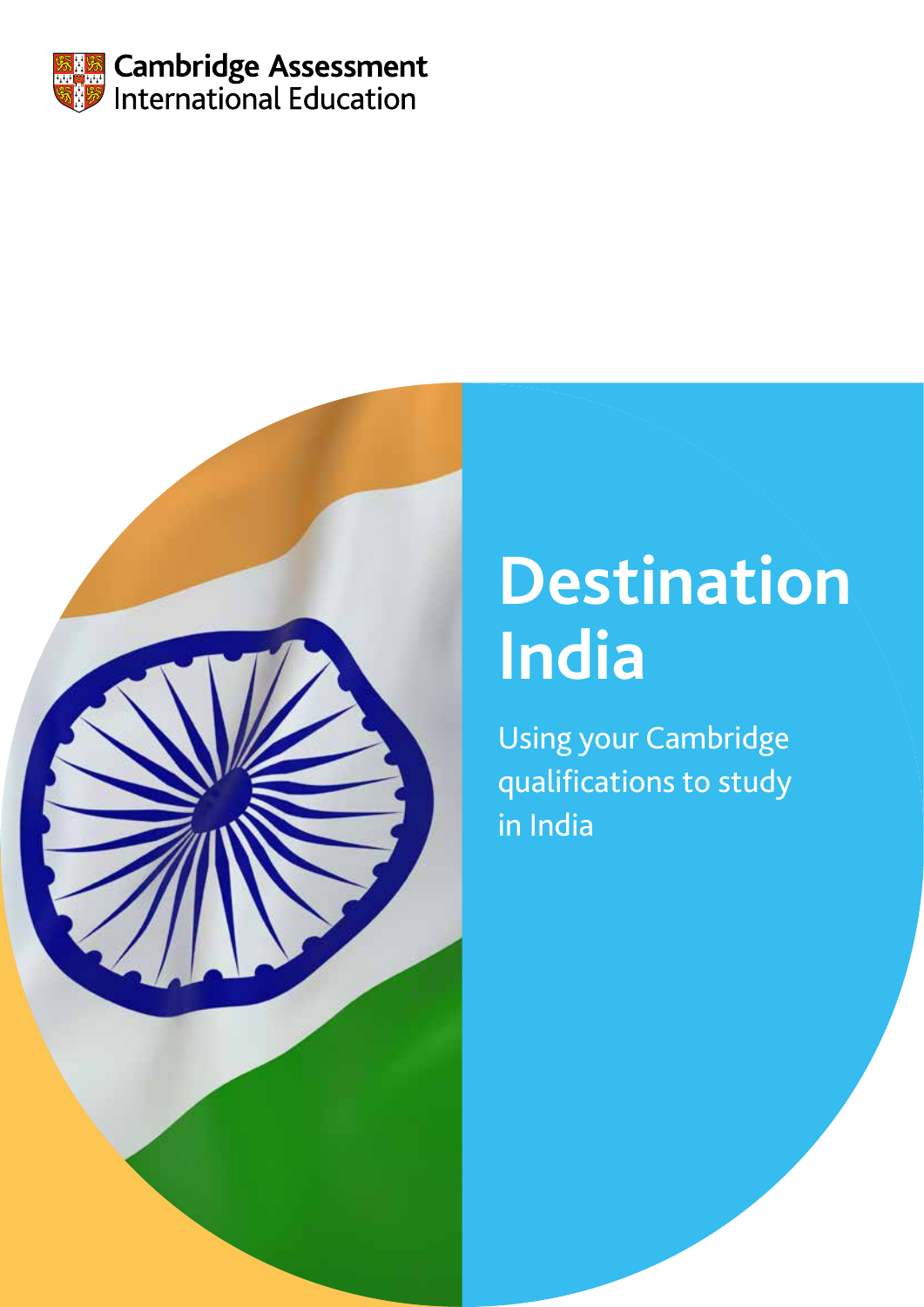Cambridge Assessment International Education

# Destination India

Using your Cambridge qualifications to study in India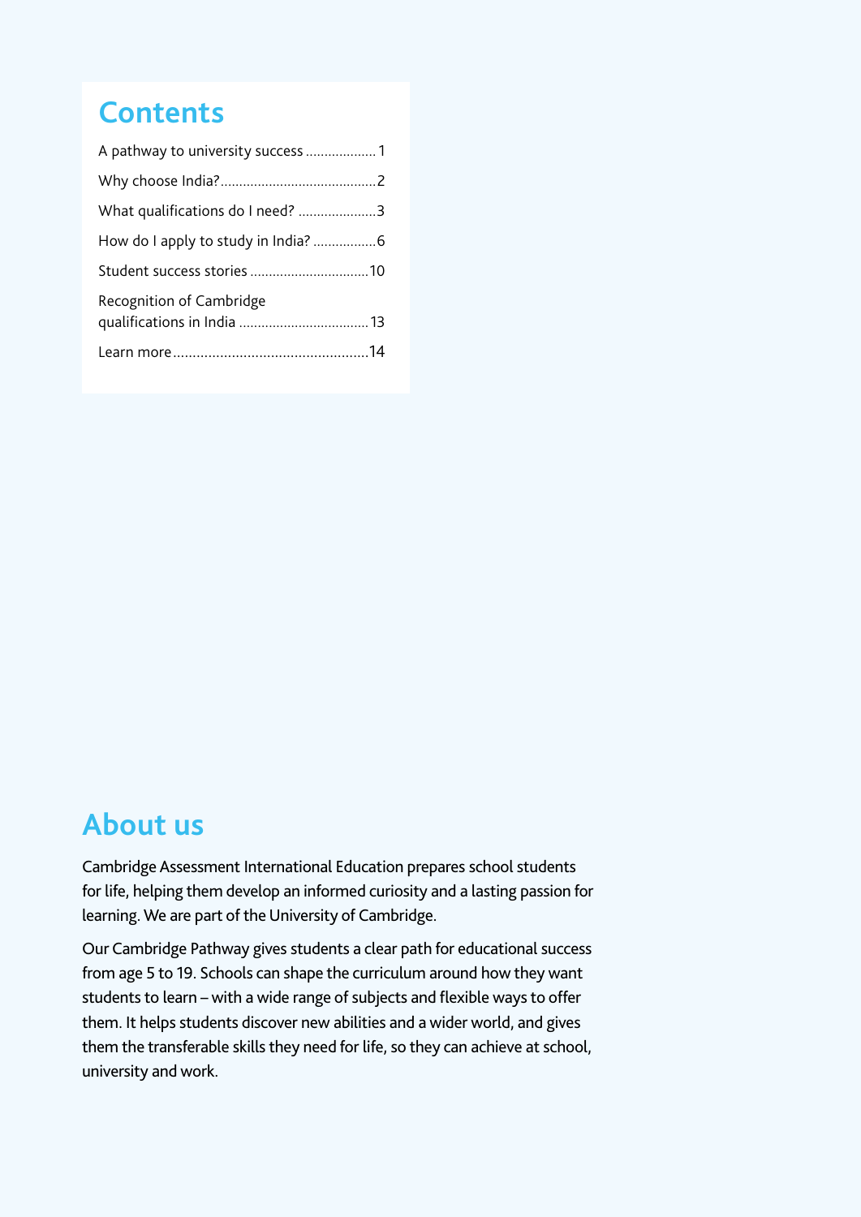## Contents

| | |
|---|---|
| A pathway to university success | 1 |
| Why choose India? | 2 |
| What qualifications do I need? | 3 |
| How do I apply to study in India? | 6 |
| Student success stories | 10 |
| Recognition of Cambridge qualifications in India | 13 |
| Learn more | 14 |

## About us

Cambridge Assessment International Education prepares school students for life, helping them develop an informed curiosity and a lasting passion for learning. We are part of the University of Cambridge.

Our Cambridge Pathway gives students a clear path for educational success from age 5 to 19. Schools can shape the curriculum around how they want students to learn – with a wide range of subjects and flexible ways to offer them. It helps students discover new abilities and a wider world, and gives them the transferable skills they need for life, so they can achieve at school, university and work.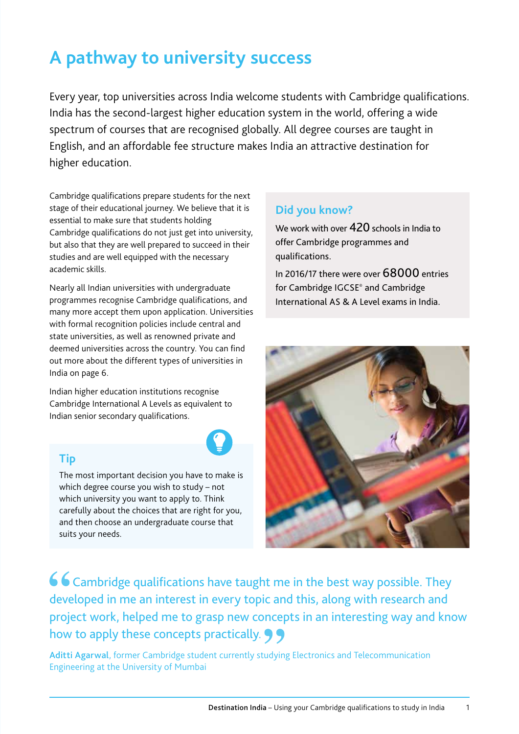# A pathway to university success

Every year, top universities across India welcome students with Cambridge qualifications. India has the second-largest higher education system in the world, offering a wide spectrum of courses that are recognised globally. All degree courses are taught in English, and an affordable fee structure makes India an attractive destination for higher education.

Cambridge qualifications prepare students for the next stage of their educational journey. We believe that it is essential to make sure that students holding Cambridge qualifications do not just get into university, but also that they are well prepared to succeed in their studies and are well equipped with the necessary academic skills.

Nearly all Indian universities with undergraduate programmes recognise Cambridge qualifications, and many more accept them upon application. Universities with formal recognition policies include central and state universities, as well as renowned private and deemed universities across the country. You can find out more about the different types of universities in India on page 6.

Indian higher education institutions recognise Cambridge International A Levels as equivalent to Indian senior secondary qualifications.

## Tip

The most important decision you have to make is which degree course you wish to study – not which university you want to apply to. Think carefully about the choices that are right for you, and then choose an undergraduate course that suits your needs.

## Did you know?

We work with over 420 schools in India to offer Cambridge programmes and qualifications.

In 2016/17 there were over 68000 entries for Cambridge IGCSE® and Cambridge International AS & A Level exams in India.

"Cambridge qualifications have taught me in the best way possible. They developed in me an interest in every topic and this, along with research and project work, helped me to grasp new concepts in an interesting way and know how to apply these concepts practically."

**Aditti Agarwal**, former Cambridge student currently studying Electronics and Telecommunication Engineering at the University of Mumbai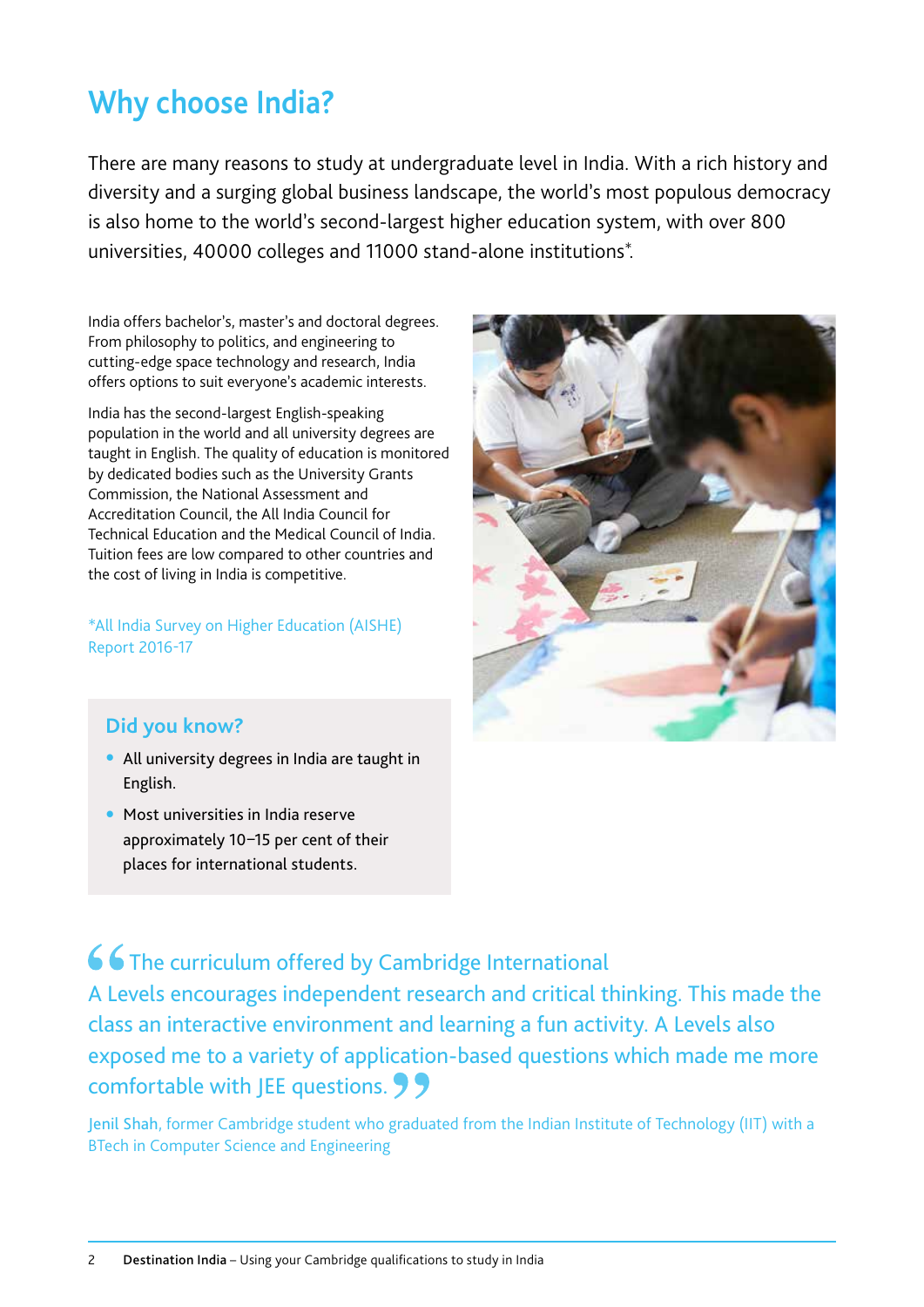# Why choose India?

There are many reasons to study at undergraduate level in India. With a rich history and diversity and a surging global business landscape, the world's most populous democracy is also home to the world's second-largest higher education system, with over 800 universities, 40000 colleges and 11000 stand-alone institutions*.

India offers bachelor's, master's and doctoral degrees. From philosophy to politics, and engineering to cutting-edge space technology and research, India offers options to suit everyone's academic interests.

India has the second-largest English-speaking population in the world and all university degrees are taught in English. The quality of education is monitored by dedicated bodies such as the University Grants Commission, the National Assessment and Accreditation Council, the All India Council for Technical Education and the Medical Council of India. Tuition fees are low compared to other countries and the cost of living in India is competitive.

*All India Survey on Higher Education (AISHE) Report 2016-17

### Did you know?

- All university degrees in India are taught in English.
- Most universities in India reserve approximately 10–15 per cent of their places for international students.

> "The curriculum offered by Cambridge International A Levels encourages independent research and critical thinking. This made the class an interactive environment and learning a fun activity. A Levels also exposed me to a variety of application-based questions which made me more comfortable with JEE questions."

Jenil Shah, former Cambridge student who graduated from the Indian Institute of Technology (IIT) with a BTech in Computer Science and Engineering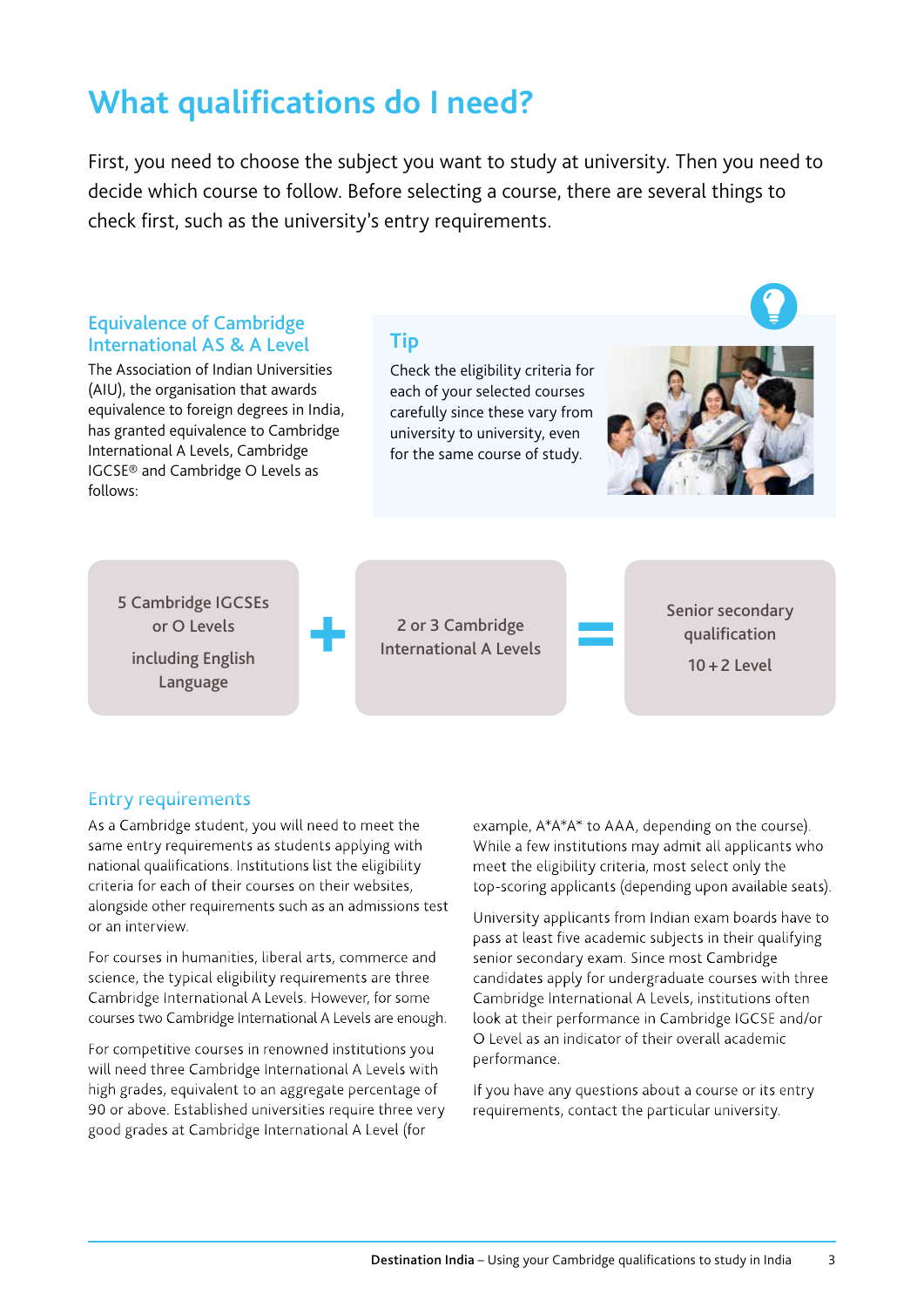# What qualifications do I need?

First, you need to choose the subject you want to study at university. Then you need to decide which course to follow. Before selecting a course, there are several things to check first, such as the university's entry requirements.

## Equivalence of Cambridge International AS & A Level

The Association of Indian Universities (AIU), the organisation that awards equivalence to foreign degrees in India, has granted equivalence to Cambridge International A Levels, Cambridge IGCSE® and Cambridge O Levels as follows:

## Tip

Check the eligibility criteria for each of your selected courses carefully since these vary from university to university, even for the same course of study.

5 Cambridge IGCSEs or O Levels including English Language + 2 or 3 Cambridge International A Levels = Senior secondary qualification 10 + 2 Level

## Entry requirements

As a Cambridge student, you will need to meet the same entry requirements as students applying with national qualifications. Institutions list the eligibility criteria for each of their courses on their websites, alongside other requirements such as an admissions test or an interview.

For courses in humanities, liberal arts, commerce and science, the typical eligibility requirements are three Cambridge International A Levels. However, for some courses two Cambridge International A Levels are enough.

For competitive courses in renowned institutions you will need three Cambridge International A Levels with high grades, equivalent to an aggregate percentage of 90 or above. Established universities require three very good grades at Cambridge International A Level (for example, A*A*A* to AAA, depending on the course). While a few institutions may admit all applicants who meet the eligibility criteria, most select only the top-scoring applicants (depending upon available seats).

University applicants from Indian exam boards have to pass at least five academic subjects in their qualifying senior secondary exam. Since most Cambridge candidates apply for undergraduate courses with three Cambridge International A Levels, institutions often look at their performance in Cambridge IGCSE and/or O Level as an indicator of their overall academic performance.

If you have any questions about a course or its entry requirements, contact the particular university.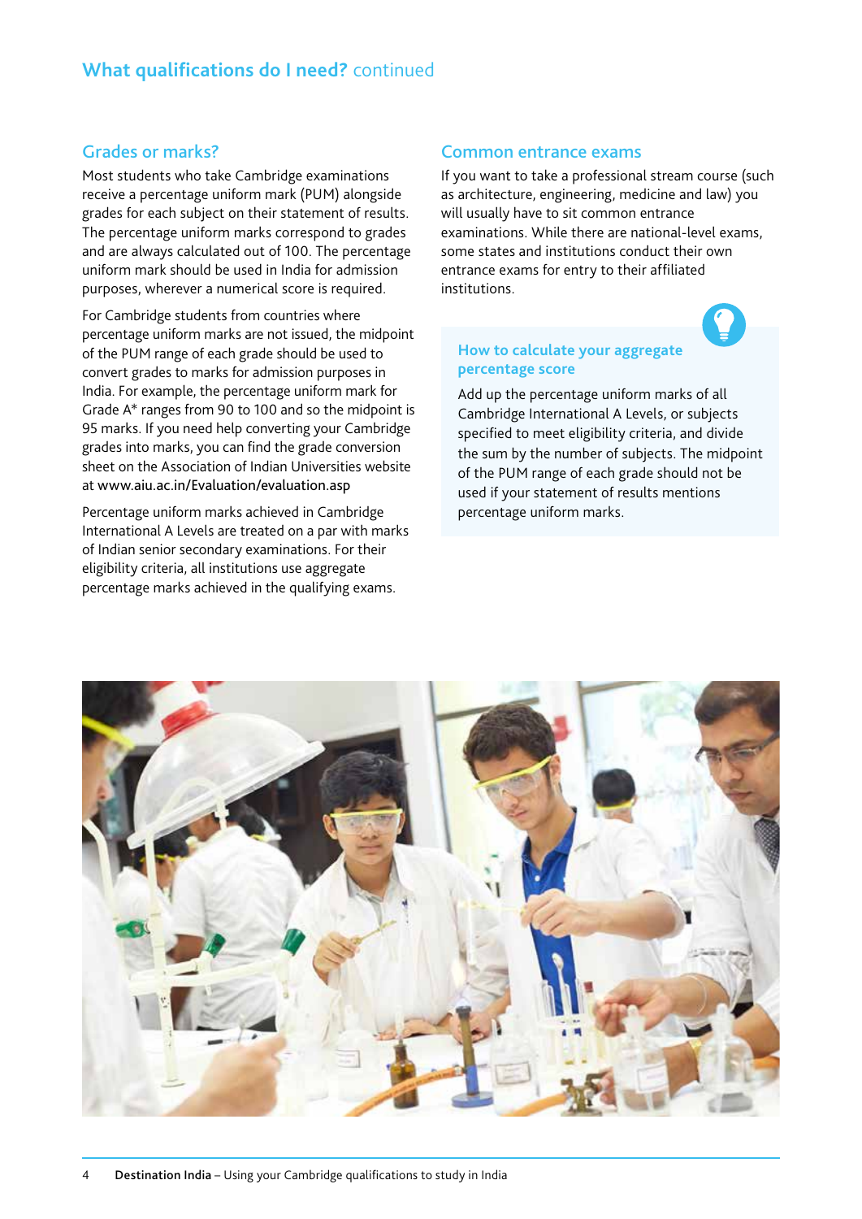## What qualifications do I need? continued

### Grades or marks?

Most students who take Cambridge examinations receive a percentage uniform mark (PUM) alongside grades for each subject on their statement of results. The percentage uniform marks correspond to grades and are always calculated out of 100. The percentage uniform mark should be used in India for admission purposes, wherever a numerical score is required.

For Cambridge students from countries where percentage uniform marks are not issued, the midpoint of the PUM range of each grade should be used to convert grades to marks for admission purposes in India. For example, the percentage uniform mark for Grade A* ranges from 90 to 100 and so the midpoint is 95 marks. If you need help converting your Cambridge grades into marks, you can find the grade conversion sheet on the Association of Indian Universities website at www.aiu.ac.in/Evaluation/evaluation.asp

Percentage uniform marks achieved in Cambridge International A Levels are treated on a par with marks of Indian senior secondary examinations. For their eligibility criteria, all institutions use aggregate percentage marks achieved in the qualifying exams.

### Common entrance exams

If you want to take a professional stream course (such as architecture, engineering, medicine and law) you will usually have to sit common entrance examinations. While there are national-level exams, some states and institutions conduct their own entrance exams for entry to their affiliated institutions.

#### How to calculate your aggregate percentage score

Add up the percentage uniform marks of all Cambridge International A Levels, or subjects specified to meet eligibility criteria, and divide the sum by the number of subjects. The midpoint of the PUM range of each grade should not be used if your statement of results mentions percentage uniform marks.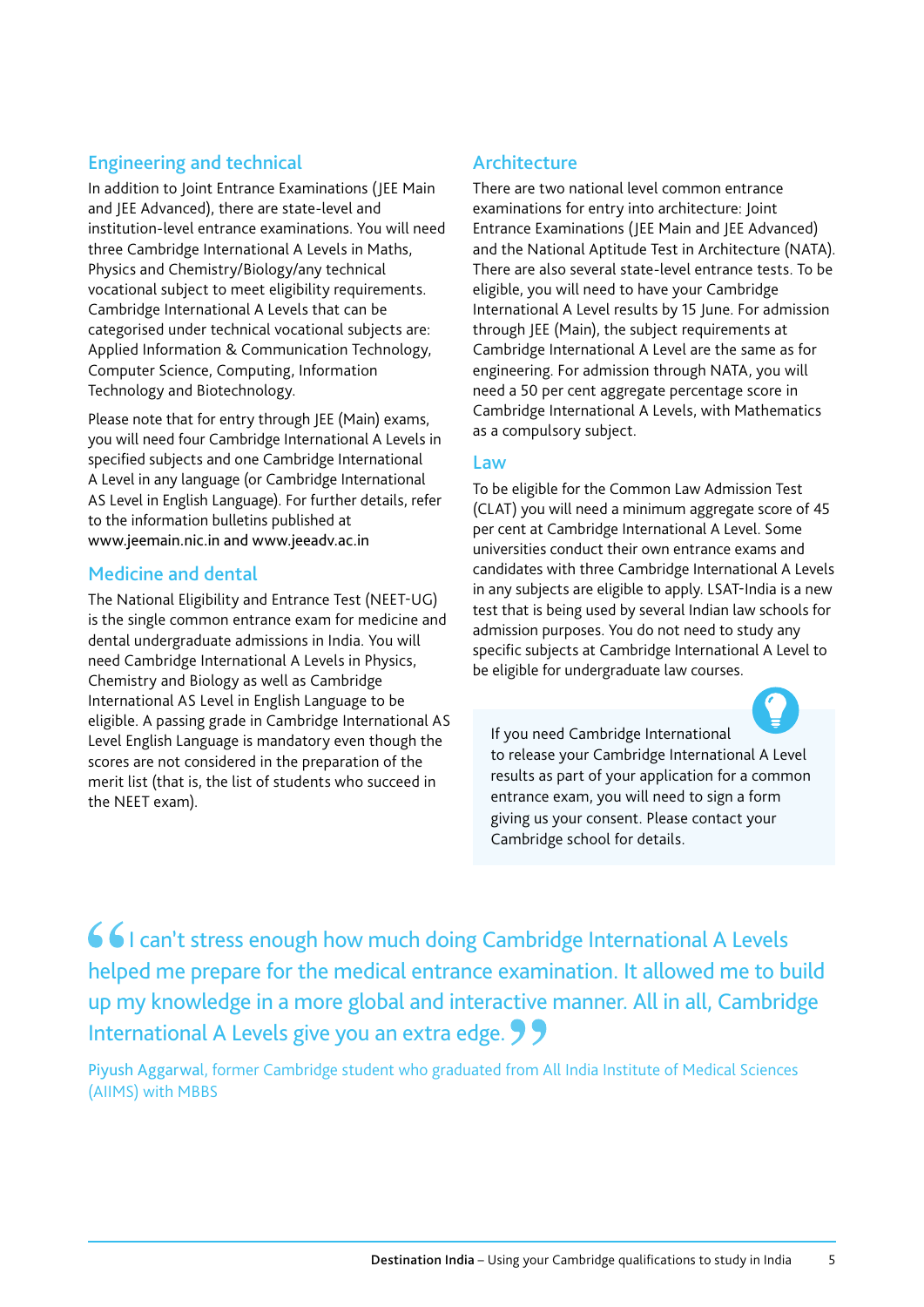## Engineering and technical

In addition to Joint Entrance Examinations (JEE Main and JEE Advanced), there are state-level and institution-level entrance examinations. You will need three Cambridge International A Levels in Maths, Physics and Chemistry/Biology/any technical vocational subject to meet eligibility requirements. Cambridge International A Levels that can be categorised under technical vocational subjects are: Applied Information & Communication Technology, Computer Science, Computing, Information Technology and Biotechnology.

Please note that for entry through JEE (Main) exams, you will need four Cambridge International A Levels in specified subjects and one Cambridge International A Level in any language (or Cambridge International AS Level in English Language). For further details, refer to the information bulletins published at www.jeemain.nic.in and www.jeeadv.ac.in

## Medicine and dental

The National Eligibility and Entrance Test (NEET-UG) is the single common entrance exam for medicine and dental undergraduate admissions in India. You will need Cambridge International A Levels in Physics, Chemistry and Biology as well as Cambridge International AS Level in English Language to be eligible. A passing grade in Cambridge International AS Level English Language is mandatory even though the scores are not considered in the preparation of the merit list (that is, the list of students who succeed in the NEET exam).

## Architecture

There are two national level common entrance examinations for entry into architecture: Joint Entrance Examinations (JEE Main and JEE Advanced) and the National Aptitude Test in Architecture (NATA). There are also several state-level entrance tests. To be eligible, you will need to have your Cambridge International A Level results by 15 June. For admission through JEE (Main), the subject requirements at Cambridge International A Level are the same as for engineering. For admission through NATA, you will need a 50 per cent aggregate percentage score in Cambridge International A Levels, with Mathematics as a compulsory subject.

## Law

To be eligible for the Common Law Admission Test (CLAT) you will need a minimum aggregate score of 45 per cent at Cambridge International A Level. Some universities conduct their own entrance exams and candidates with three Cambridge International A Levels in any subjects are eligible to apply. LSAT-India is a new test that is being used by several Indian law schools for admission purposes. You do not need to study any specific subjects at Cambridge International A Level to be eligible for undergraduate law courses.

> If you need Cambridge International to release your Cambridge International A Level results as part of your application for a common entrance exam, you will need to sign a form giving us your consent. Please contact your Cambridge school for details.

> "I can't stress enough how much doing Cambridge International A Levels helped me prepare for the medical entrance examination. It allowed me to build up my knowledge in a more global and interactive manner. All in all, Cambridge International A Levels give you an extra edge."

Piyush Aggarwal, former Cambridge student who graduated from All India Institute of Medical Sciences (AIIMS) with MBBS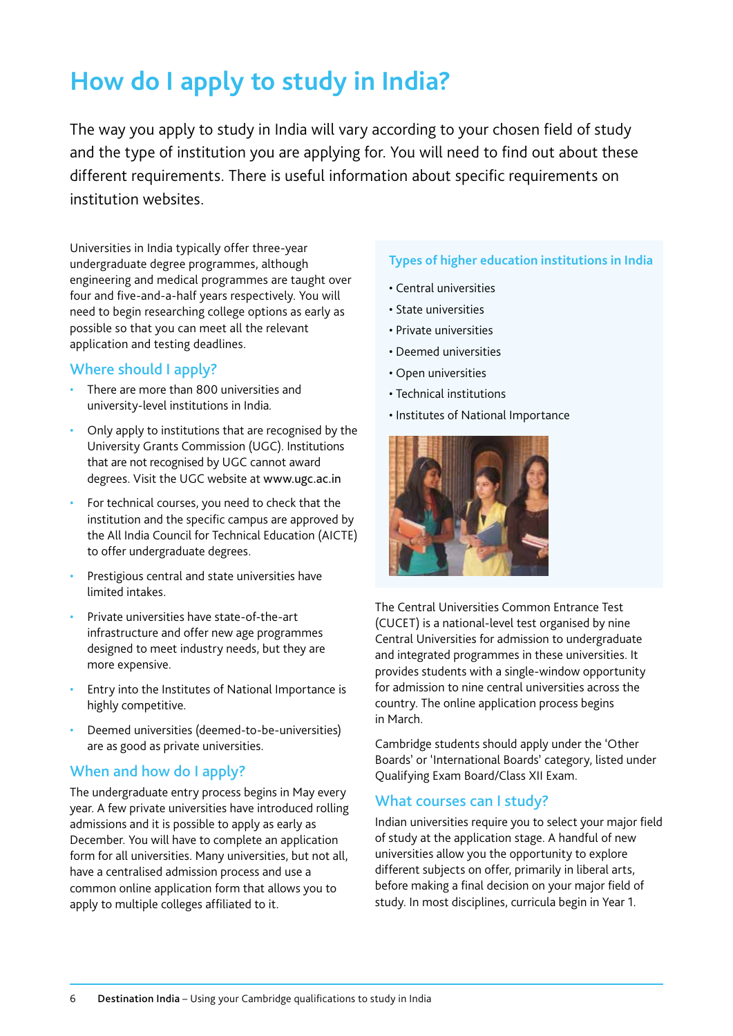# How do I apply to study in India?

The way you apply to study in India will vary according to your chosen field of study and the type of institution you are applying for. You will need to find out about these different requirements. There is useful information about specific requirements on institution websites.

Universities in India typically offer three-year undergraduate degree programmes, although engineering and medical programmes are taught over four and five-and-a-half years respectively. You will need to begin researching college options as early as possible so that you can meet all the relevant application and testing deadlines.

## Where should I apply?

- There are more than 800 universities and university-level institutions in India.
- Only apply to institutions that are recognised by the University Grants Commission (UGC). Institutions that are not recognised by UGC cannot award degrees. Visit the UGC website at www.ugc.ac.in
- For technical courses, you need to check that the institution and the specific campus are approved by the All India Council for Technical Education (AICTE) to offer undergraduate degrees.
- Prestigious central and state universities have limited intakes.
- Private universities have state-of-the-art infrastructure and offer new age programmes designed to meet industry needs, but they are more expensive.
- Entry into the Institutes of National Importance is highly competitive.
- Deemed universities (deemed-to-be-universities) are as good as private universities.

## When and how do I apply?

The undergraduate entry process begins in May every year. A few private universities have introduced rolling admissions and it is possible to apply as early as December. You will have to complete an application form for all universities. Many universities, but not all, have a centralised admission process and use a common online application form that allows you to apply to multiple colleges affiliated to it.

### Types of higher education institutions in India

- Central universities
- State universities
- Private universities
- Deemed universities
- Open universities
- Technical institutions
- Institutes of National Importance

The Central Universities Common Entrance Test (CUCET) is a national-level test organised by nine Central Universities for admission to undergraduate and integrated programmes in these universities. It provides students with a single-window opportunity for admission to nine central universities across the country. The online application process begins in March.

Cambridge students should apply under the 'Other Boards' or 'International Boards' category, listed under Qualifying Exam Board/Class XII Exam.

## What courses can I study?

Indian universities require you to select your major field of study at the application stage. A handful of new universities allow you the opportunity to explore different subjects on offer, primarily in liberal arts, before making a final decision on your major field of study. In most disciplines, curricula begin in Year 1.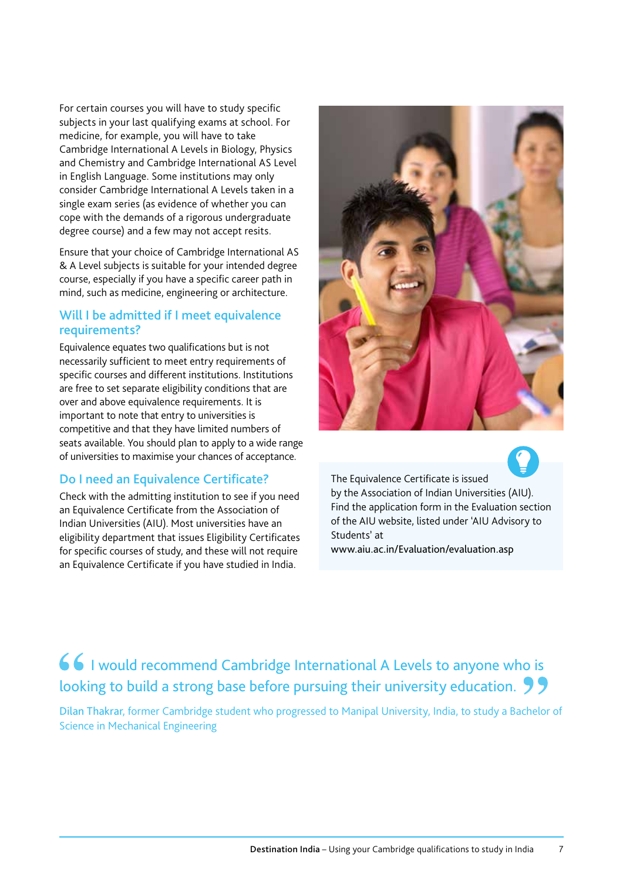For certain courses you will have to study specific subjects in your last qualifying exams at school. For medicine, for example, you will have to take Cambridge International A Levels in Biology, Physics and Chemistry and Cambridge International AS Level in English Language. Some institutions may only consider Cambridge International A Levels taken in a single exam series (as evidence of whether you can cope with the demands of a rigorous undergraduate degree course) and a few may not accept resits.

Ensure that your choice of Cambridge International AS & A Level subjects is suitable for your intended degree course, especially if you have a specific career path in mind, such as medicine, engineering or architecture.

## Will I be admitted if I meet equivalence requirements?

Equivalence equates two qualifications but is not necessarily sufficient to meet entry requirements of specific courses and different institutions. Institutions are free to set separate eligibility conditions that are over and above equivalence requirements. It is important to note that entry to universities is competitive and that they have limited numbers of seats available. You should plan to apply to a wide range of universities to maximise your chances of acceptance.

## Do I need an Equivalence Certificate?

Check with the admitting institution to see if you need an Equivalence Certificate from the Association of Indian Universities (AIU). Most universities have an eligibility department that issues Eligibility Certificates for specific courses of study, and these will not require an Equivalence Certificate if you have studied in India.

The Equivalence Certificate is issued by the Association of Indian Universities (AIU). Find the application form in the Evaluation section of the AIU website, listed under 'AIU Advisory to Students' at www.aiu.ac.in/Evaluation/evaluation.asp

> "I would recommend Cambridge International A Levels to anyone who is looking to build a strong base before pursuing their university education."

Dilan Thakrar, former Cambridge student who progressed to Manipal University, India, to study a Bachelor of Science in Mechanical Engineering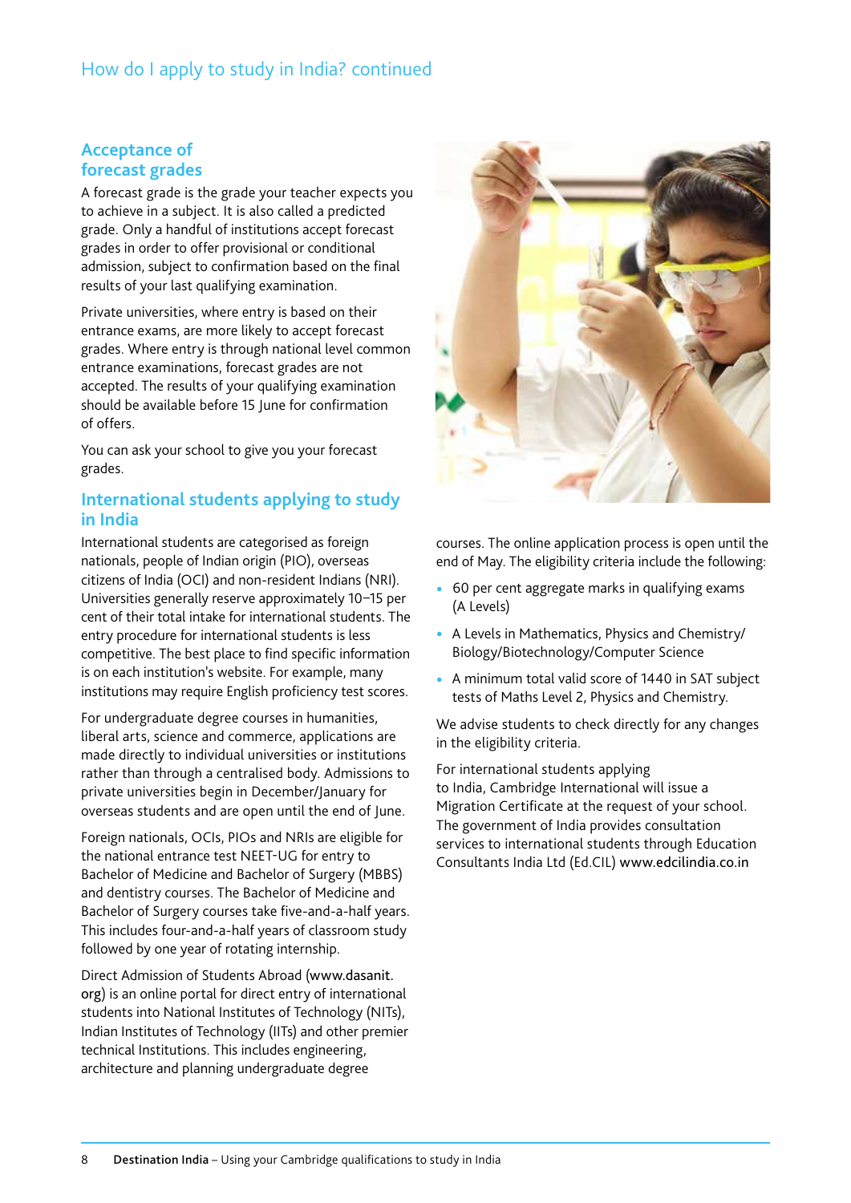# How do I apply to study in India? continued

## Acceptance of forecast grades

A forecast grade is the grade your teacher expects you to achieve in a subject. It is also called a predicted grade. Only a handful of institutions accept forecast grades in order to offer provisional or conditional admission, subject to confirmation based on the final results of your last qualifying examination.

Private universities, where entry is based on their entrance exams, are more likely to accept forecast grades. Where entry is through national level common entrance examinations, forecast grades are not accepted. The results of your qualifying examination should be available before 15 June for confirmation of offers.

You can ask your school to give you your forecast grades.

## International students applying to study in India

International students are categorised as foreign nationals, people of Indian origin (PIO), overseas citizens of India (OCI) and non-resident Indians (NRI). Universities generally reserve approximately 10–15 per cent of their total intake for international students. The entry procedure for international students is less competitive. The best place to find specific information is on each institution's website. For example, many institutions may require English proficiency test scores.

For undergraduate degree courses in humanities, liberal arts, science and commerce, applications are made directly to individual universities or institutions rather than through a centralised body. Admissions to private universities begin in December/January for overseas students and are open until the end of June.

Foreign nationals, OCIs, PIOs and NRIs are eligible for the national entrance test NEET-UG for entry to Bachelor of Medicine and Bachelor of Surgery (MBBS) and dentistry courses. The Bachelor of Medicine and Bachelor of Surgery courses take five-and-a-half years. This includes four-and-a-half years of classroom study followed by one year of rotating internship.

Direct Admission of Students Abroad (www.dasanit.org) is an online portal for direct entry of international students into National Institutes of Technology (NITs), Indian Institutes of Technology (IITs) and other premier technical Institutions. This includes engineering, architecture and planning undergraduate degree courses. The online application process is open until the end of May. The eligibility criteria include the following:

- 60 per cent aggregate marks in qualifying exams (A Levels)
- A Levels in Mathematics, Physics and Chemistry/Biology/Biotechnology/Computer Science
- A minimum total valid score of 1440 in SAT subject tests of Maths Level 2, Physics and Chemistry.

We advise students to check directly for any changes in the eligibility criteria.

For international students applying to India, Cambridge International will issue a Migration Certificate at the request of your school. The government of India provides consultation services to international students through Education Consultants India Ltd (Ed.CIL) www.edcilindia.co.in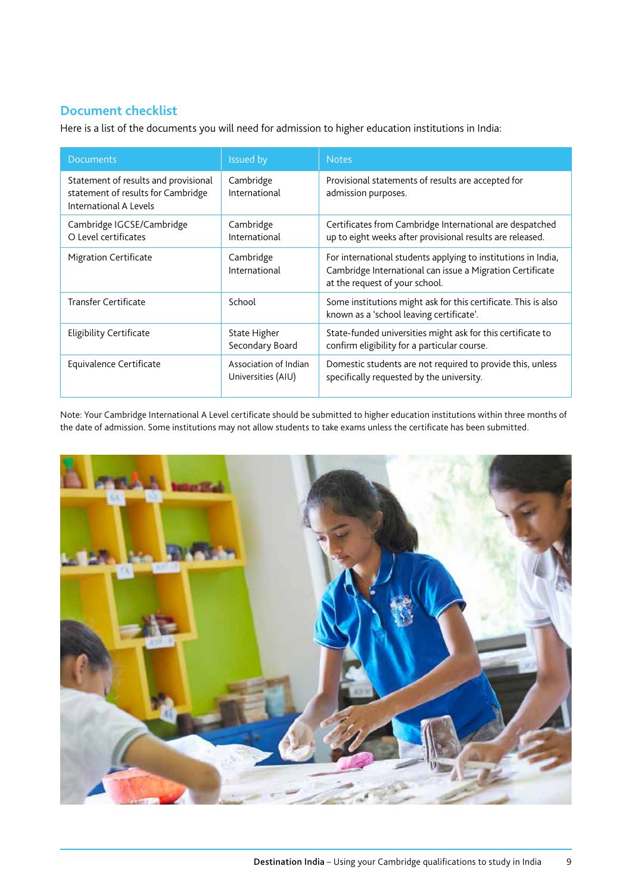## Document checklist

Here is a list of the documents you will need for admission to higher education institutions in India:

| Documents | Issued by | Notes |
|---|---|---|
| Statement of results and provisional statement of results for Cambridge International A Levels | Cambridge International | Provisional statements of results are accepted for admission purposes. |
| Cambridge IGCSE/Cambridge O Level certificates | Cambridge International | Certificates from Cambridge International are despatched up to eight weeks after provisional results are released. |
| Migration Certificate | Cambridge International | For international students applying to institutions in India, Cambridge International can issue a Migration Certificate at the request of your school. |
| Transfer Certificate | School | Some institutions might ask for this certificate. This is also known as a 'school leaving certificate'. |
| Eligibility Certificate | State Higher Secondary Board | State-funded universities might ask for this certificate to confirm eligibility for a particular course. |
| Equivalence Certificate | Association of Indian Universities (AIU) | Domestic students are not required to provide this, unless specifically requested by the university. |

Note: Your Cambridge International A Level certificate should be submitted to higher education institutions within three months of the date of admission. Some institutions may not allow students to take exams unless the certificate has been submitted.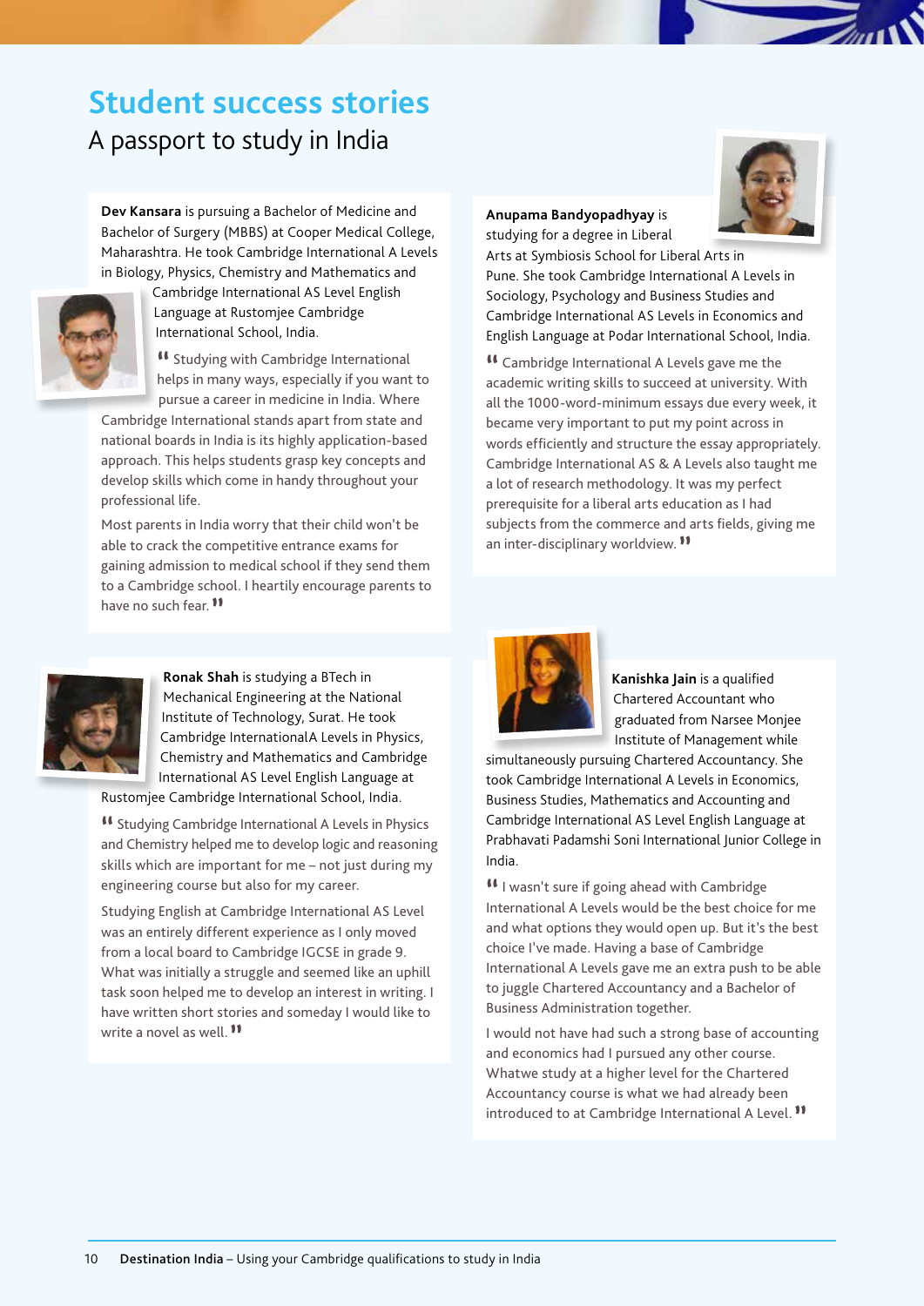# Student success stories

## A passport to study in India

**Dev Kansara** is pursuing a Bachelor of Medicine and Bachelor of Surgery (MBBS) at Cooper Medical College, Maharashtra. He took Cambridge International A Levels in Biology, Physics, Chemistry and Mathematics and Cambridge International AS Level English Language at Rustomjee Cambridge International School, India.

"Studying with Cambridge International helps in many ways, especially if you want to pursue a career in medicine in India. Where Cambridge International stands apart from state and national boards in India is its highly application-based approach. This helps students grasp key concepts and develop skills which come in handy throughout your professional life.

Most parents in India worry that their child won't be able to crack the competitive entrance exams for gaining admission to medical school if they send them to a Cambridge school. I heartily encourage parents to have no such fear."

**Anupama Bandyopadhyay** is studying for a degree in Liberal Arts at Symbiosis School for Liberal Arts in Pune. She took Cambridge International A Levels in Sociology, Psychology and Business Studies and Cambridge International AS Levels in Economics and English Language at Podar International School, India.

"Cambridge International A Levels gave me the academic writing skills to succeed at university. With all the 1000-word-minimum essays due every week, it became very important to put my point across in words efficiently and structure the essay appropriately. Cambridge International AS & A Levels also taught me a lot of research methodology. It was my perfect prerequisite for a liberal arts education as I had subjects from the commerce and arts fields, giving me an inter-disciplinary worldview."

**Ronak Shah** is studying a BTech in Mechanical Engineering at the National Institute of Technology, Surat. He took Cambridge InternationalA Levels in Physics, Chemistry and Mathematics and Cambridge International AS Level English Language at Rustomjee Cambridge International School, India.

"Studying Cambridge International A Levels in Physics and Chemistry helped me to develop logic and reasoning skills which are important for me – not just during my engineering course but also for my career.

Studying English at Cambridge International AS Level was an entirely different experience as I only moved from a local board to Cambridge IGCSE in grade 9. What was initially a struggle and seemed like an uphill task soon helped me to develop an interest in writing. I have written short stories and someday I would like to write a novel as well."

**Kanishka Jain** is a qualified Chartered Accountant who graduated from Narsee Monjee Institute of Management while simultaneously pursuing Chartered Accountancy. She took Cambridge International A Levels in Economics, Business Studies, Mathematics and Accounting and Cambridge International AS Level English Language at Prabhavati Padamshi Soni International Junior College in India.

"I wasn't sure if going ahead with Cambridge International A Levels would be the best choice for me and what options they would open up. But it's the best choice I've made. Having a base of Cambridge International A Levels gave me an extra push to be able to juggle Chartered Accountancy and a Bachelor of Business Administration together.

I would not have had such a strong base of accounting and economics had I pursued any other course. Whatwe study at a higher level for the Chartered Accountancy course is what we had already been introduced to at Cambridge International A Level."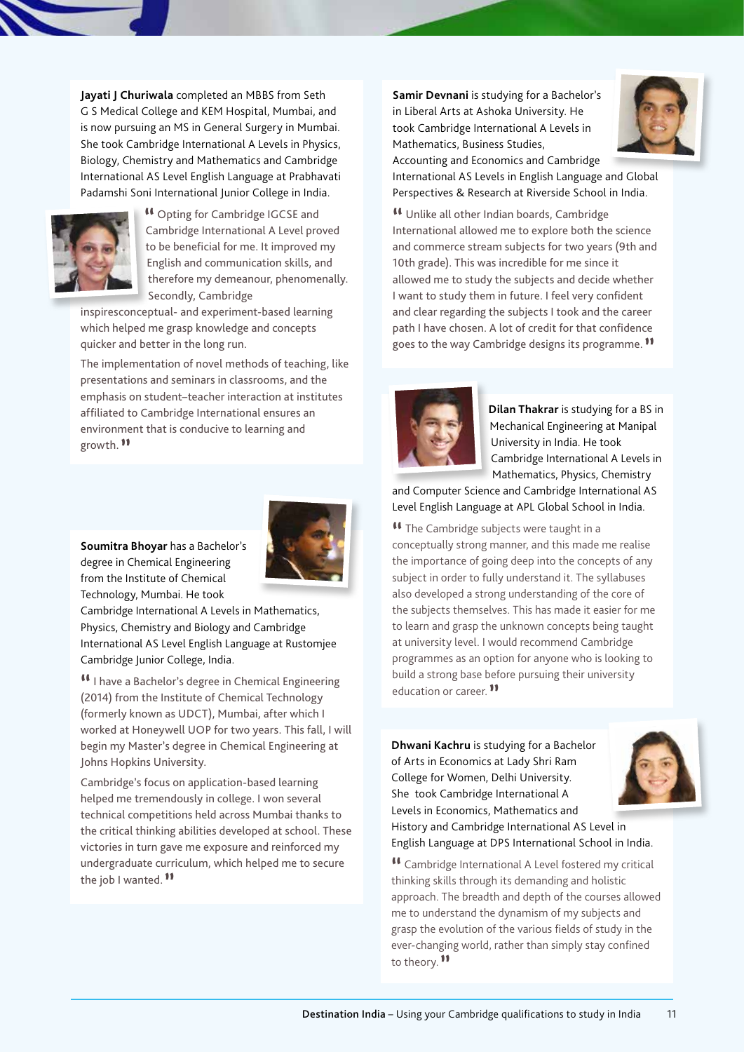**Jayati J Churiwala** completed an MBBS from Seth G S Medical College and KEM Hospital, Mumbai, and is now pursuing an MS in General Surgery in Mumbai. She took Cambridge International A Levels in Physics, Biology, Chemistry and Mathematics and Cambridge International AS Level English Language at Prabhavati Padamshi Soni International Junior College in India.

" Opting for Cambridge IGCSE and Cambridge International A Level proved to be beneficial for me. It improved my English and communication skills, and therefore my demeanour, phenomenally. Secondly, Cambridge inspiresconceptual- and experiment-based learning which helped me grasp knowledge and concepts quicker and better in the long run.

The implementation of novel methods of teaching, like presentations and seminars in classrooms, and the emphasis on student–teacher interaction at institutes affiliated to Cambridge International ensures an environment that is conducive to learning and growth. "

**Soumitra Bhoyar** has a Bachelor's degree in Chemical Engineering from the Institute of Chemical Technology, Mumbai. He took Cambridge International A Levels in Mathematics, Physics, Chemistry and Biology and Cambridge International AS Level English Language at Rustomjee Cambridge Junior College, India.

" I have a Bachelor's degree in Chemical Engineering (2014) from the Institute of Chemical Technology (formerly known as UDCT), Mumbai, after which I worked at Honeywell UOP for two years. This fall, I will begin my Master's degree in Chemical Engineering at Johns Hopkins University.

Cambridge's focus on application-based learning helped me tremendously in college. I won several technical competitions held across Mumbai thanks to the critical thinking abilities developed at school. These victories in turn gave me exposure and reinforced my undergraduate curriculum, which helped me to secure the job I wanted. "

**Samir Devnani** is studying for a Bachelor's in Liberal Arts at Ashoka University. He took Cambridge International A Levels in Mathematics, Business Studies, Accounting and Economics and Cambridge International AS Levels in English Language and Global Perspectives & Research at Riverside School in India.

" Unlike all other Indian boards, Cambridge International allowed me to explore both the science and commerce stream subjects for two years (9th and 10th grade). This was incredible for me since it allowed me to study the subjects and decide whether I want to study them in future. I feel very confident and clear regarding the subjects I took and the career path I have chosen. A lot of credit for that confidence goes to the way Cambridge designs its programme. "

**Dilan Thakrar** is studying for a BS in Mechanical Engineering at Manipal University in India. He took Cambridge International A Levels in Mathematics, Physics, Chemistry and Computer Science and Cambridge International AS Level English Language at APL Global School in India.

" The Cambridge subjects were taught in a conceptually strong manner, and this made me realise the importance of going deep into the concepts of any subject in order to fully understand it. The syllabuses also developed a strong understanding of the core of the subjects themselves. This has made it easier for me to learn and grasp the unknown concepts being taught at university level. I would recommend Cambridge programmes as an option for anyone who is looking to build a strong base before pursuing their university education or career. "

**Dhwani Kachru** is studying for a Bachelor of Arts in Economics at Lady Shri Ram College for Women, Delhi University. She took Cambridge International A Levels in Economics, Mathematics and History and Cambridge International AS Level in English Language at DPS International School in India.

" Cambridge International A Level fostered my critical thinking skills through its demanding and holistic approach. The breadth and depth of the courses allowed me to understand the dynamism of my subjects and grasp the evolution of the various fields of study in the ever-changing world, rather than simply stay confined to theory. "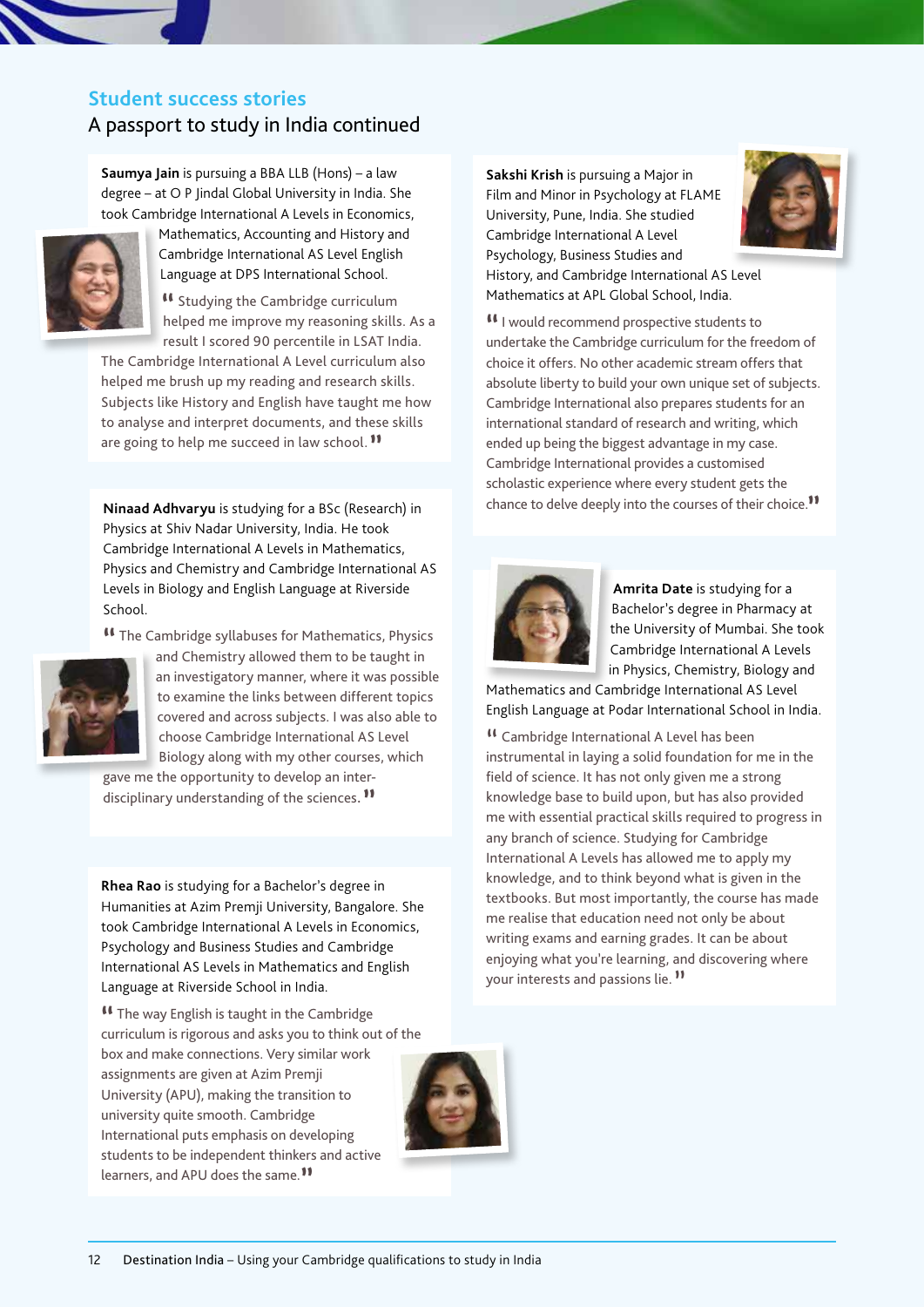## Student success stories

# A passport to study in India continued

**Saumya Jain** is pursuing a BBA LLB (Hons) – a law degree – at O P Jindal Global University in India. She took Cambridge International A Levels in Economics, Mathematics, Accounting and History and Cambridge International AS Level English Language at DPS International School.

" Studying the Cambridge curriculum helped me improve my reasoning skills. As a result I scored 90 percentile in LSAT India. The Cambridge International A Level curriculum also helped me brush up my reading and research skills. Subjects like History and English have taught me how to analyse and interpret documents, and these skills are going to help me succeed in law school. "

**Ninaad Adhvaryu** is studying for a BSc (Research) in Physics at Shiv Nadar University, India. He took Cambridge International A Levels in Mathematics, Physics and Chemistry and Cambridge International AS Levels in Biology and English Language at Riverside School.

" The Cambridge syllabuses for Mathematics, Physics and Chemistry allowed them to be taught in an investigatory manner, where it was possible to examine the links between different topics covered and across subjects. I was also able to choose Cambridge International AS Level Biology along with my other courses, which gave me the opportunity to develop an inter-disciplinary understanding of the sciences. "

**Rhea Rao** is studying for a Bachelor's degree in Humanities at Azim Premji University, Bangalore. She took Cambridge International A Levels in Economics, Psychology and Business Studies and Cambridge International AS Levels in Mathematics and English Language at Riverside School in India.

" The way English is taught in the Cambridge curriculum is rigorous and asks you to think out of the box and make connections. Very similar work assignments are given at Azim Premji University (APU), making the transition to university quite smooth. Cambridge International puts emphasis on developing students to be independent thinkers and active learners, and APU does the same. "

**Sakshi Krish** is pursuing a Major in Film and Minor in Psychology at FLAME University, Pune, India. She studied Cambridge International A Level Psychology, Business Studies and History, and Cambridge International AS Level Mathematics at APL Global School, India.

" I would recommend prospective students to undertake the Cambridge curriculum for the freedom of choice it offers. No other academic stream offers that absolute liberty to build your own unique set of subjects. Cambridge International also prepares students for an international standard of research and writing, which ended up being the biggest advantage in my case. Cambridge International provides a customised scholastic experience where every student gets the chance to delve deeply into the courses of their choice. "

**Amrita Date** is studying for a Bachelor's degree in Pharmacy at the University of Mumbai. She took Cambridge International A Levels in Physics, Chemistry, Biology and Mathematics and Cambridge International AS Level English Language at Podar International School in India.

" Cambridge International A Level has been instrumental in laying a solid foundation for me in the field of science. It has not only given me a strong knowledge base to build upon, but has also provided me with essential practical skills required to progress in any branch of science. Studying for Cambridge International A Levels has allowed me to apply my knowledge, and to think beyond what is given in the textbooks. But most importantly, the course has made me realise that education need not only be about writing exams and earning grades. It can be about enjoying what you're learning, and discovering where your interests and passions lie. "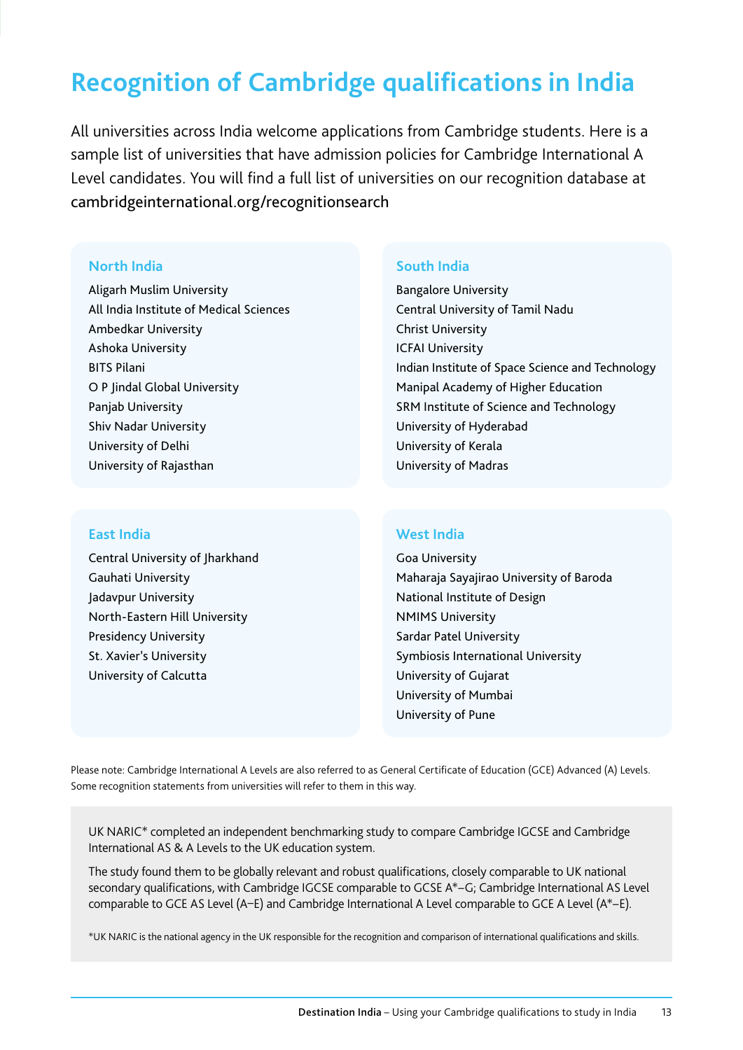# Recognition of Cambridge qualifications in India

All universities across India welcome applications from Cambridge students. Here is a sample list of universities that have admission policies for Cambridge International A Level candidates. You will find a full list of universities on our recognition database at cambridgeinternational.org/recognitionsearch

## North India

- Aligarh Muslim University
- All India Institute of Medical Sciences
- Ambedkar University
- Ashoka University
- BITS Pilani
- O P Jindal Global University
- Panjab University
- Shiv Nadar University
- University of Delhi
- University of Rajasthan

## South India

- Bangalore University
- Central University of Tamil Nadu
- Christ University
- ICFAI University
- Indian Institute of Space Science and Technology
- Manipal Academy of Higher Education
- SRM Institute of Science and Technology
- University of Hyderabad
- University of Kerala
- University of Madras

## East India

- Central University of Jharkhand
- Gauhati University
- Jadavpur University
- North-Eastern Hill University
- Presidency University
- St. Xavier's University
- University of Calcutta

## West India

- Goa University
- Maharaja Sayajirao University of Baroda
- National Institute of Design
- NMIMS University
- Sardar Patel University
- Symbiosis International University
- University of Gujarat
- University of Mumbai
- University of Pune

Please note: Cambridge International A Levels are also referred to as General Certificate of Education (GCE) Advanced (A) Levels. Some recognition statements from universities will refer to them in this way.

UK NARIC* completed an independent benchmarking study to compare Cambridge IGCSE and Cambridge International AS & A Levels to the UK education system.

The study found them to be globally relevant and robust qualifications, closely comparable to UK national secondary qualifications, with Cambridge IGCSE comparable to GCSE A*–G; Cambridge International AS Level comparable to GCE AS Level (A–E) and Cambridge International A Level comparable to GCE A Level (A*–E).

*UK NARIC is the national agency in the UK responsible for the recognition and comparison of international qualifications and skills.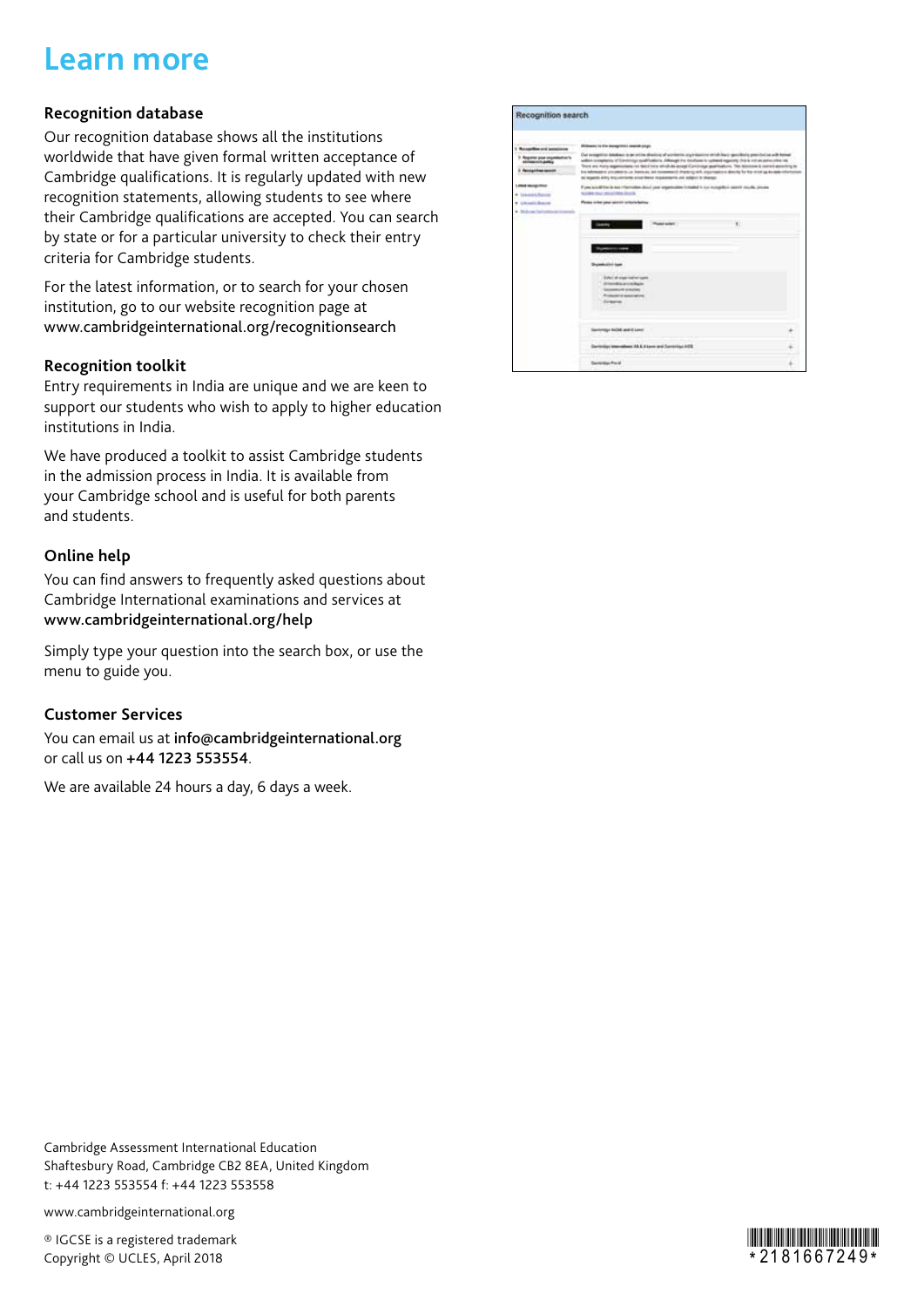# Learn more

## Recognition database

Our recognition database shows all the institutions worldwide that have given formal written acceptance of Cambridge qualifications. It is regularly updated with new recognition statements, allowing students to see where their Cambridge qualifications are accepted. You can search by state or for a particular university to check their entry criteria for Cambridge students.

For the latest information, or to search for your chosen institution, go to our website recognition page at www.cambridgeinternational.org/recognitionsearch

## Recognition toolkit

Entry requirements in India are unique and we are keen to support our students who wish to apply to higher education institutions in India.

We have produced a toolkit to assist Cambridge students in the admission process in India. It is available from your Cambridge school and is useful for both parents and students.

## Online help

You can find answers to frequently asked questions about Cambridge International examinations and services at **www.cambridgeinternational.org/help**

Simply type your question into the search box, or use the menu to guide you.

## Customer Services

You can email us at **info@cambridgeinternational.org** or call us on **+44 1223 553554**.

We are available 24 hours a day, 6 days a week.

Cambridge Assessment International Education
Shaftesbury Road, Cambridge CB2 8EA, United Kingdom
t: +44 1223 553554 f: +44 1223 553558

www.cambridgeinternational.org

® IGCSE is a registered trademark
Copyright © UCLES, April 2018